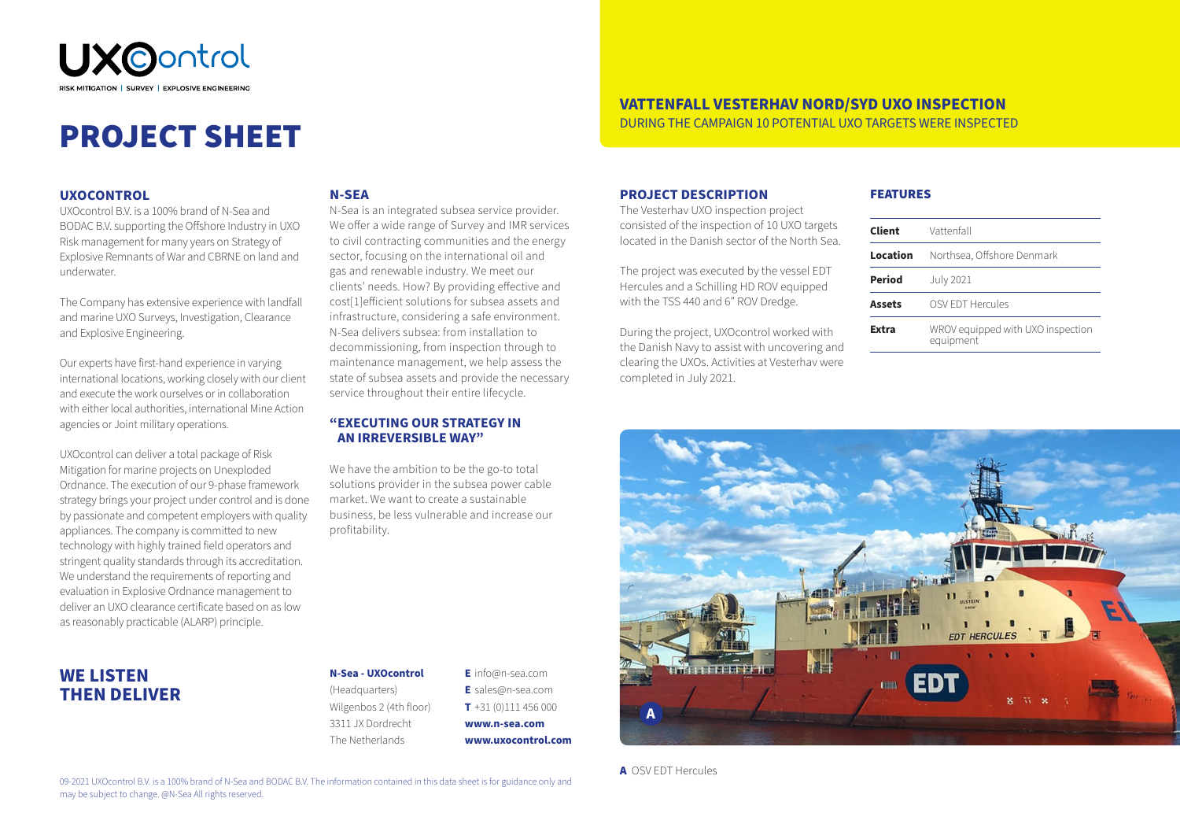UXOcontrol

RISK MITIGATION | SURVEY | EXPLOSIVE ENGINEERING

# PROJECT SHEET

## VATTENFALL VESTERHAV NORD/SYD UXO INSPECTION

DURING THE CAMPAIGN 10 POTENTIAL UXO TARGETS WERE INSPECTED

### UXOCONTROL

UXOcontrol B.V. is a 100% brand of N-Sea and BODAC B.V. supporting the Offshore Industry in UXO Risk management for many years on Strategy of Explosive Remnants of War and CBRNE on land and underwater.

The Company has extensive experience with landfall and marine UXO Surveys, Investigation, Clearance and Explosive Engineering.

Our experts have first-hand experience in varying international locations, working closely with our client and execute the work ourselves or in collaboration with either local authorities, international Mine Action agencies or Joint military operations.

UXOcontrol can deliver a total package of Risk Mitigation for marine projects on Unexploded Ordnance. The execution of our 9-phase framework strategy brings your project under control and is done by passionate and competent employers with quality appliances. The company is committed to new technology with highly trained field operators and stringent quality standards through its accreditation. We understand the requirements of reporting and evaluation in Explosive Ordnance management to deliver an UXO clearance certificate based on as low as reasonably practicable (ALARP) principle.

### N-SEA

N-Sea is an integrated subsea service provider. We offer a wide range of Survey and IMR services to civil contracting communities and the energy sector, focusing on the international oil and gas and renewable industry. We meet our clients' needs. How? By providing effective and cost[1]efficient solutions for subsea assets and infrastructure, considering a safe environment. N-Sea delivers subsea: from installation to decommissioning, from inspection through to maintenance management, we help assess the state of subsea assets and provide the necessary service throughout their entire lifecycle.

### "EXECUTING OUR STRATEGY IN AN IRREVERSIBLE WAY"

We have the ambition to be the go-to total solutions provider in the subsea power cable market. We want to create a sustainable business, be less vulnerable and increase our profitability.

### PROJECT DESCRIPTION

The Vesterhav UXO inspection project consisted of the inspection of 10 UXO targets located in the Danish sector of the North Sea.

The project was executed by the vessel EDT Hercules and a Schilling HD ROV equipped with the TSS 440 and 6" ROV Dredge.

During the project, UXOcontrol worked with the Danish Navy to assist with uncovering and clearing the UXOs. Activities at Vesterhav were completed in July 2021.

### FEATURES

| | |
|---|---|
| **Client** | Vattenfall |
| **Location** | Northsea, Offshore Denmark |
| **Period** | July 2021 |
| **Assets** | OSV EDT Hercules |
| **Extra** | WROV equipped with UXO inspection equipment |

**A** OSV EDT Hercules

## WE LISTEN THEN DELIVER

**N-Sea - UXOcontrol**
(Headquarters)
Wilgenbos 2 (4th floor)
3311 JX Dordrecht
The Netherlands

**E** info@n-sea.com
**E** sales@n-sea.com
**T** +31 (0)111 456 000
**www.n-sea.com**
**www.uxocontrol.com**

09-2021 UXOcontrol B.V. is a 100% brand of N-Sea and BODAC B.V. The information contained in this data sheet is for guidance only and may be subject to change. @N-Sea All rights reserved.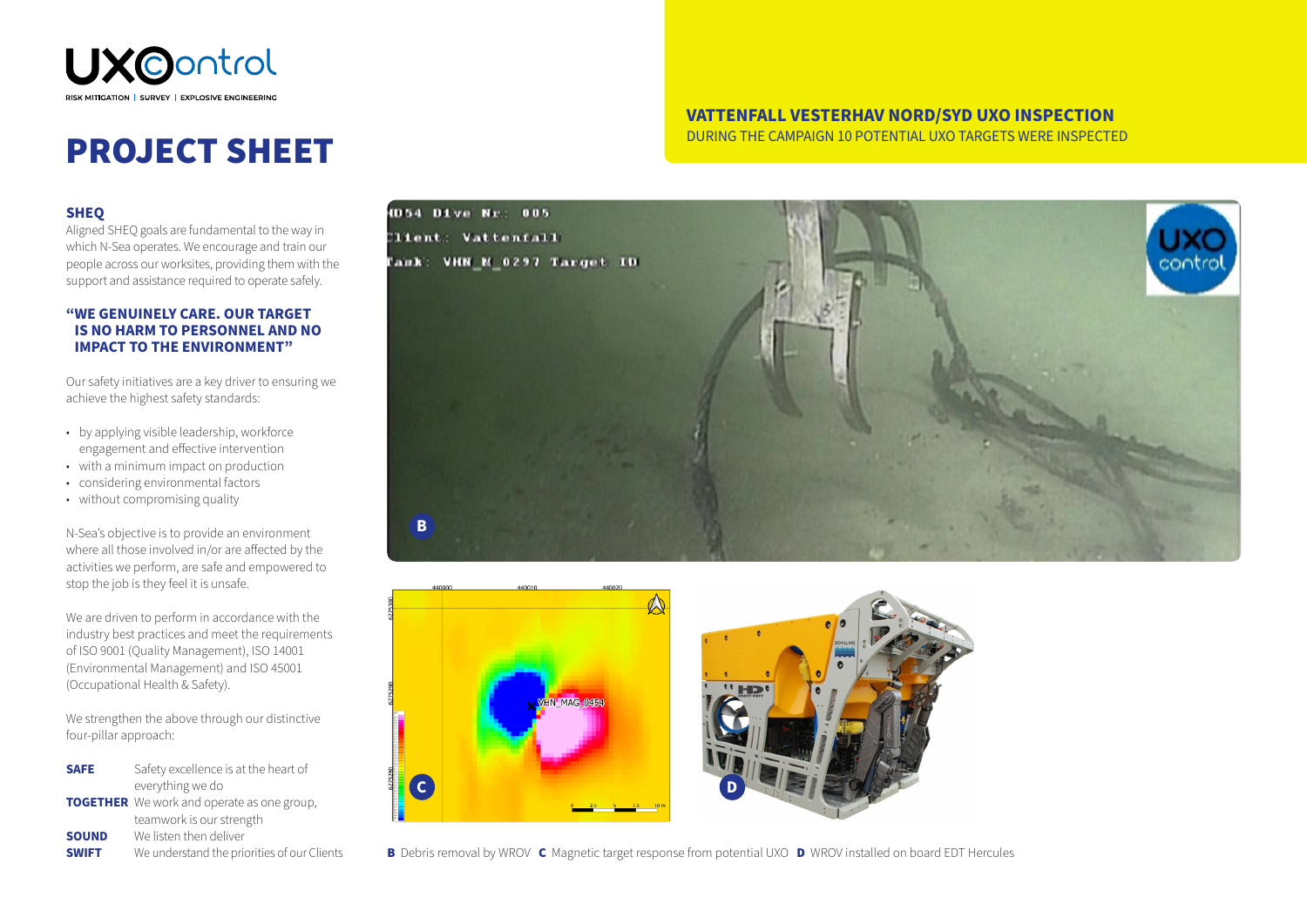# PROJECT SHEET

## VATTENFALL VESTERHAV NORD/SYD UXO INSPECTION

DURING THE CAMPAIGN 10 POTENTIAL UXO TARGETS WERE INSPECTED

### SHEQ

Aligned SHEQ goals are fundamental to the way in which N-Sea operates. We encourage and train our people across our worksites, providing them with the support and assistance required to operate safely.

**"WE GENUINELY CARE. OUR TARGET IS NO HARM TO PERSONNEL AND NO IMPACT TO THE ENVIRONMENT"**

Our safety initiatives are a key driver to ensuring we achieve the highest safety standards:

- by applying visible leadership, workforce engagement and effective intervention
- with a minimum impact on production
- considering environmental factors
- without compromising quality

N-Sea's objective is to provide an environment where all those involved in/or are affected by the activities we perform, are safe and empowered to stop the job is they feel it is unsafe.

We are driven to perform in accordance with the industry best practices and meet the requirements of ISO 9001 (Quality Management), ISO 14001 (Environmental Management) and ISO 45001 (Occupational Health & Safety).

We strengthen the above through our distinctive four-pillar approach:

| | |
|---|---|
| **SAFE** | Safety excellence is at the heart of everything we do |
| **TOGETHER** | We work and operate as one group, teamwork is our strength |
| **SOUND** | We listen then deliver |
| **SWIFT** | We understand the priorities of our Clients |

**B** Debris removal by WROV **C** Magnetic target response from potential UXO **D** WROV installed on board EDT Hercules